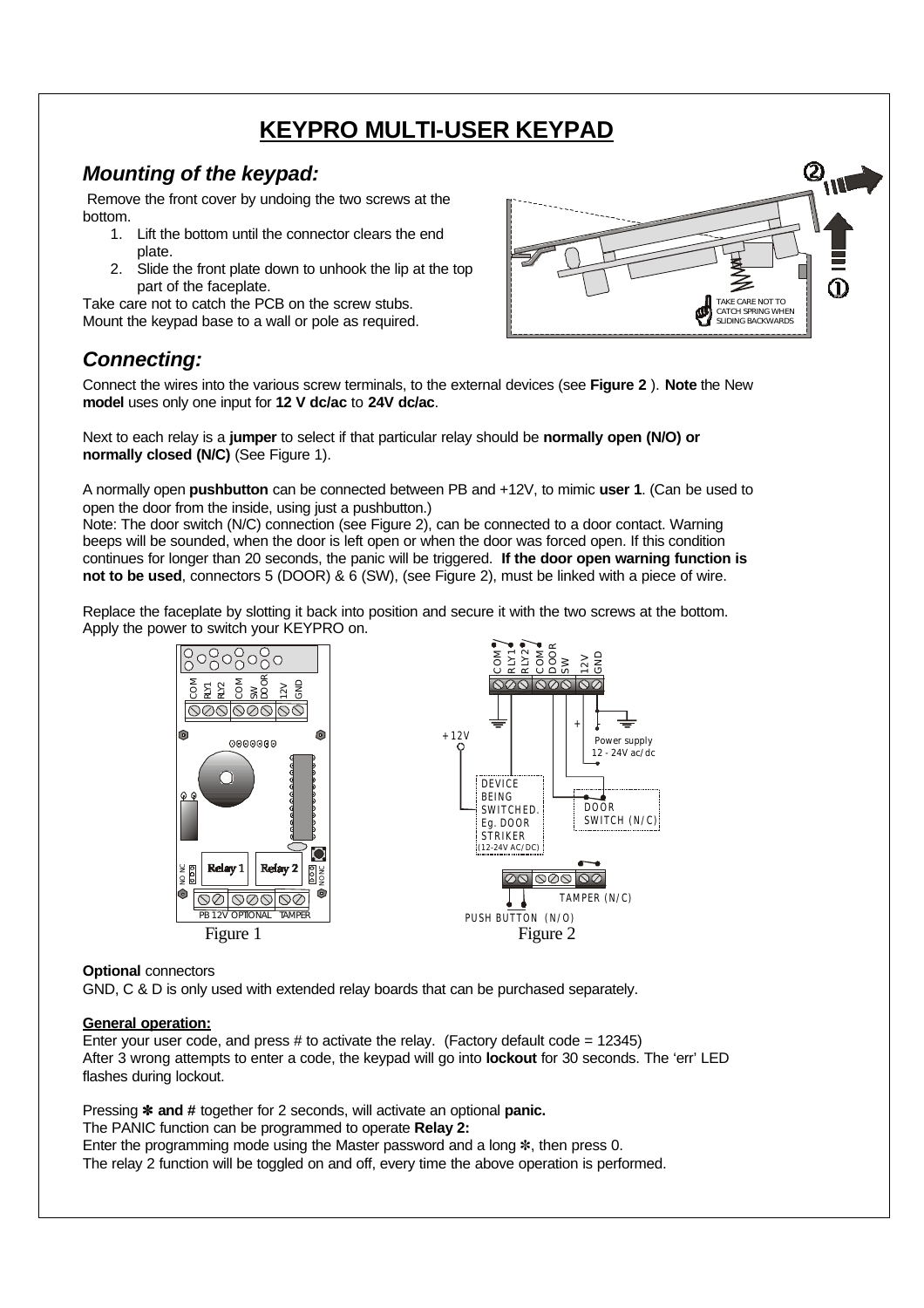# KEYPRO MULTI-USER KEYPAD

## *Mounting of the keypad:*

Remove the front cover by undoing the two screws at the bottom.

1. Lift the bottom until the connector clears the end plate.
2. Slide the front plate down to unhook the lip at the top part of the faceplate.

Take care not to catch the PCB on the screw stubs.
Mount the keypad base to a wall or pole as required.

## *Connecting:*

Connect the wires into the various screw terminals, to the external devices (see **Figure 2** ). **Note** the New **model** uses only one input for **12 V dc/ac** to **24V dc/ac**.

Next to each relay is a **jumper** to select if that particular relay should be **normally open (N/O) or normally closed (N/C)** (See Figure 1).

A normally open **pushbutton** can be connected between PB and +12V, to mimic **user 1**. (Can be used to open the door from the inside, using just a pushbutton.)
Note: The door switch (N/C) connection (see Figure 2), can be connected to a door contact. Warning beeps will be sounded, when the door is left open or when the door was forced open. If this condition continues for longer than 20 seconds, the panic will be triggered. **If the door open warning function is not to be used**, connectors 5 (DOOR) & 6 (SW), (see Figure 2), must be linked with a piece of wire.

Replace the faceplate by slotting it back into position and secure it with the two screws at the bottom. Apply the power to switch your KEYPRO on.

Figure 1

Figure 2

**Optional** connectors
GND, C & D is only used with extended relay boards that can be purchased separately.

**General operation:**

Enter your user code, and press # to activate the relay. (Factory default code = 12345)
After 3 wrong attempts to enter a code, the keypad will go into **lockout** for 30 seconds. The 'err' LED flashes during lockout.

Pressing ✻ **and #** together for 2 seconds, will activate an optional **panic.**
The PANIC function can be programmed to operate **Relay 2:**
Enter the programming mode using the Master password and a long ✻, then press 0.
The relay 2 function will be toggled on and off, every time the above operation is performed.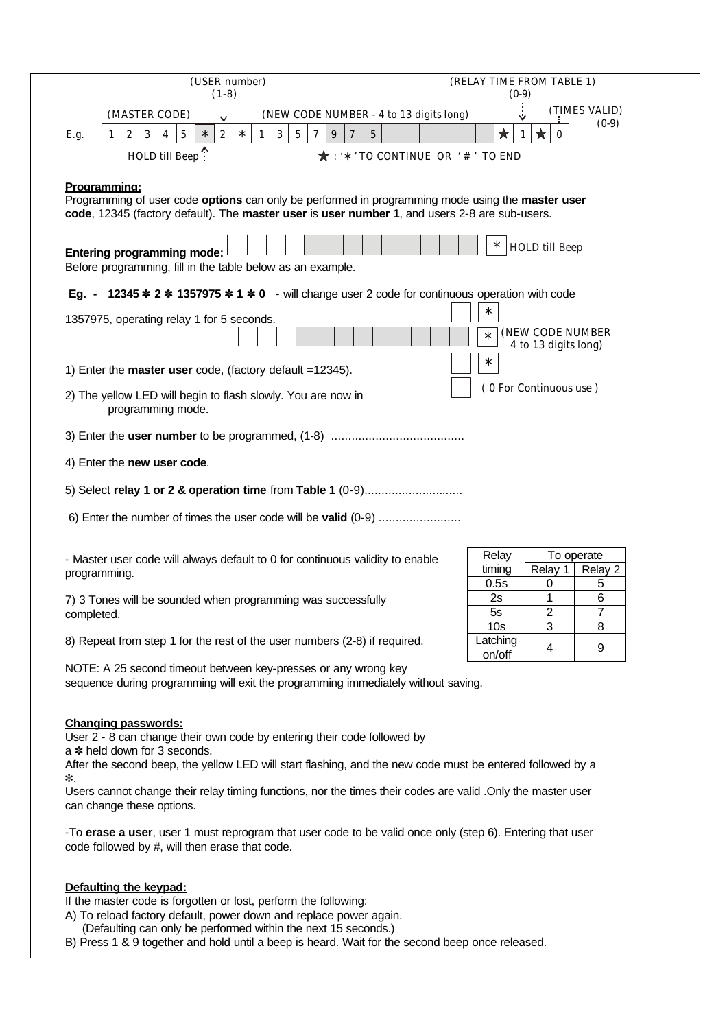(USER number) (1-8) | (RELAY TIME FROM TABLE 1) (0-9) | (TIMES VALID) (0-9)

(MASTER CODE) | (NEW CODE NUMBER - 4 to 13 digits long)

E.g. | 1 | 2 | 3 | 4 | 5 | * | 2 | * | 1 | 3 | 5 | 7 | 9 | 7 | 5 | ★ | 1 | ★ | 0

HOLD till Beep

★ : '*' TO CONTINUE OR '#' TO END

**Programming:**

Programming of user code **options** can only be performed in programming mode using the **master user code**, 12345 (factory default). The **master user** is **user number 1**, and users 2-8 are sub-users.

**Entering programming mode:** [ ] * HOLD till Beep

Before programming, fill in the table below as an example.

**Eg. - 12345 ✱ 2 ✱ 1357975 ✱ 1 ✱ 0** - will change user 2 code for continuous operation with code 1357975, operating relay 1 for 5 seconds.

[ ] *

[ ] * (NEW CODE NUMBER 4 to 13 digits long)

[ ] *

[ ] ( 0 For Continuous use )

1) Enter the **master user** code, (factory default =12345).

2) The yellow LED will begin to flash slowly. You are now in programming mode.

3) Enter the **user number** to be programmed, (1-8) .......................................

4) Enter the **new user code**.

5) Select **relay 1 or 2 & operation time** from **Table 1** (0-9)............................

6) Enter the number of times the user code will be **valid** (0-9) ........................

- Master user code will always default to 0 for continuous validity to enable programming.

7) 3 Tones will be sounded when programming was successfully completed.

8) Repeat from step 1 for the rest of the user numbers (2-8) if required.

| Relay timing | To operate | |
|---|---|---|
| | Relay 1 | Relay 2 |
| 0.5s | 0 | 5 |
| 2s | 1 | 6 |
| 5s | 2 | 7 |
| 10s | 3 | 8 |
| Latching on/off | 4 | 9 |

NOTE: A 25 second timeout between key-presses or any wrong key sequence during programming will exit the programming immediately without saving.

**Changing passwords:**

User 2 - 8 can change their own code by entering their code followed by a ✱ held down for 3 seconds.

After the second beep, the yellow LED will start flashing, and the new code must be entered followed by a ✱.

Users cannot change their relay timing functions, nor the times their codes are valid .Only the master user can change these options.

-To **erase a user**, user 1 must reprogram that user code to be valid once only (step 6). Entering that user code followed by #, will then erase that code.

**Defaulting the keypad:**

If the master code is forgotten or lost, perform the following:

A) To reload factory default, power down and replace power again.
(Defaulting can only be performed within the next 15 seconds.)

B) Press 1 & 9 together and hold until a beep is heard. Wait for the second beep once released.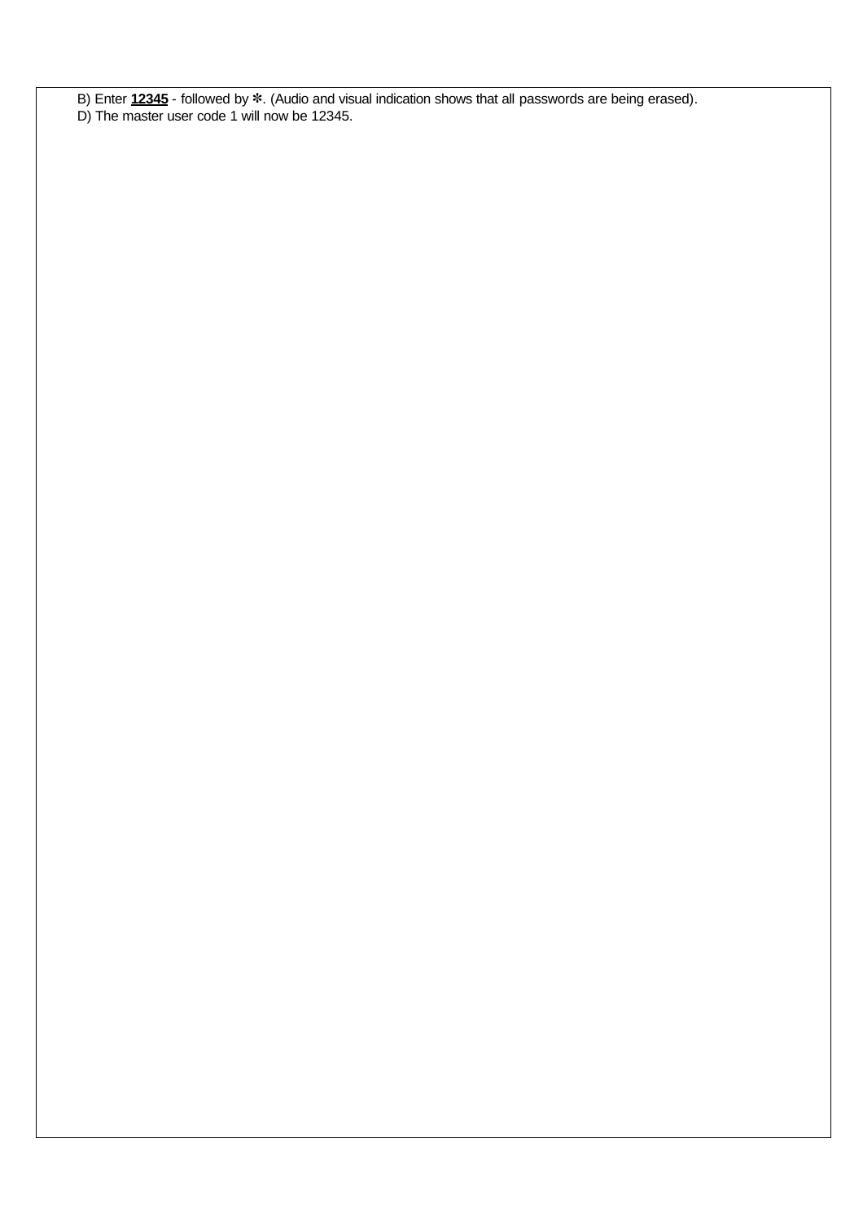B) Enter **<u>12345</u>** - followed by ✻. (Audio and visual indication shows that all passwords are being erased).
D) The master user code 1 will now be 12345.